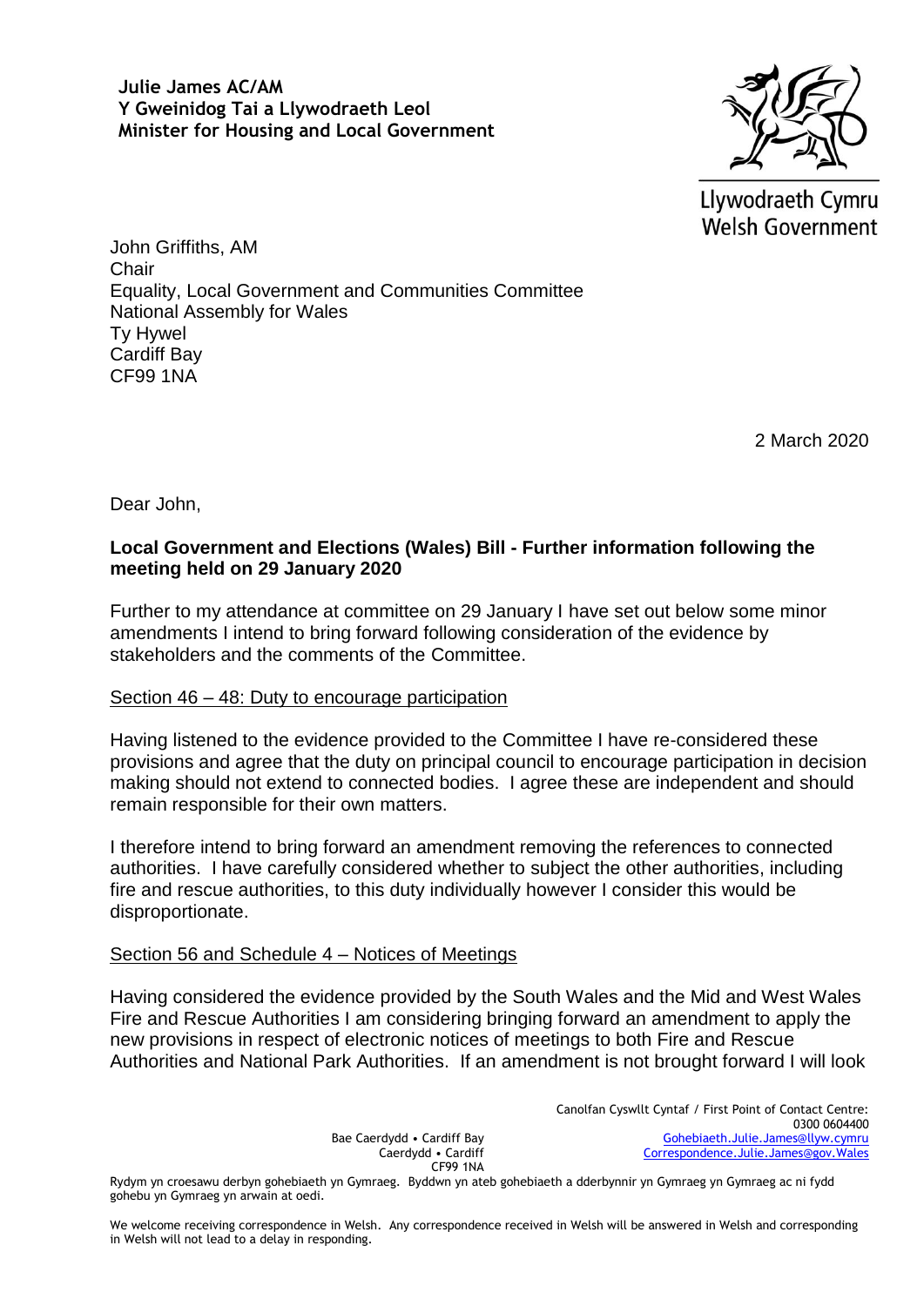**Julie James AC/AM**
**Y Gweinidog Tai a Llywodraeth Leol**
**Minister for Housing and Local Government**

Llywodraeth Cymru
Welsh Government

John Griffiths, AM
Chair
Equality, Local Government and Communities Committee
National Assembly for Wales
Ty Hywel
Cardiff Bay
CF99 1NA

2 March 2020

Dear John,

**Local Government and Elections (Wales) Bill - Further information following the meeting held on 29 January 2020**

Further to my attendance at committee on 29 January I have set out below some minor amendments I intend to bring forward following consideration of the evidence by stakeholders and the comments of the Committee.

<u>Section 46 – 48: Duty to encourage participation</u>

Having listened to the evidence provided to the Committee I have re-considered these provisions and agree that the duty on principal council to encourage participation in decision making should not extend to connected bodies. I agree these are independent and should remain responsible for their own matters.

I therefore intend to bring forward an amendment removing the references to connected authorities. I have carefully considered whether to subject the other authorities, including fire and rescue authorities, to this duty individually however I consider this would be disproportionate.

<u>Section 56 and Schedule 4 – Notices of Meetings</u>

Having considered the evidence provided by the South Wales and the Mid and West Wales Fire and Rescue Authorities I am considering bringing forward an amendment to apply the new provisions in respect of electronic notices of meetings to both Fire and Rescue Authorities and National Park Authorities. If an amendment is not brought forward I will look

Bae Caerdydd • Cardiff Bay
Caerdydd • Cardiff
CF99 1NA

Canolfan Cyswllt Cyntaf / First Point of Contact Centre:
0300 0604400
Gohebiaeth.Julie.James@llyw.cymru
Correspondence.Julie.James@gov.Wales

Rydym yn croesawu derbyn gohebiaeth yn Gymraeg. Byddwn yn ateb gohebiaeth a dderbynnir yn Gymraeg yn Gymraeg ac ni fydd gohebu yn Gymraeg yn arwain at oedi.

We welcome receiving correspondence in Welsh. Any correspondence received in Welsh will be answered in Welsh and corresponding in Welsh will not lead to a delay in responding.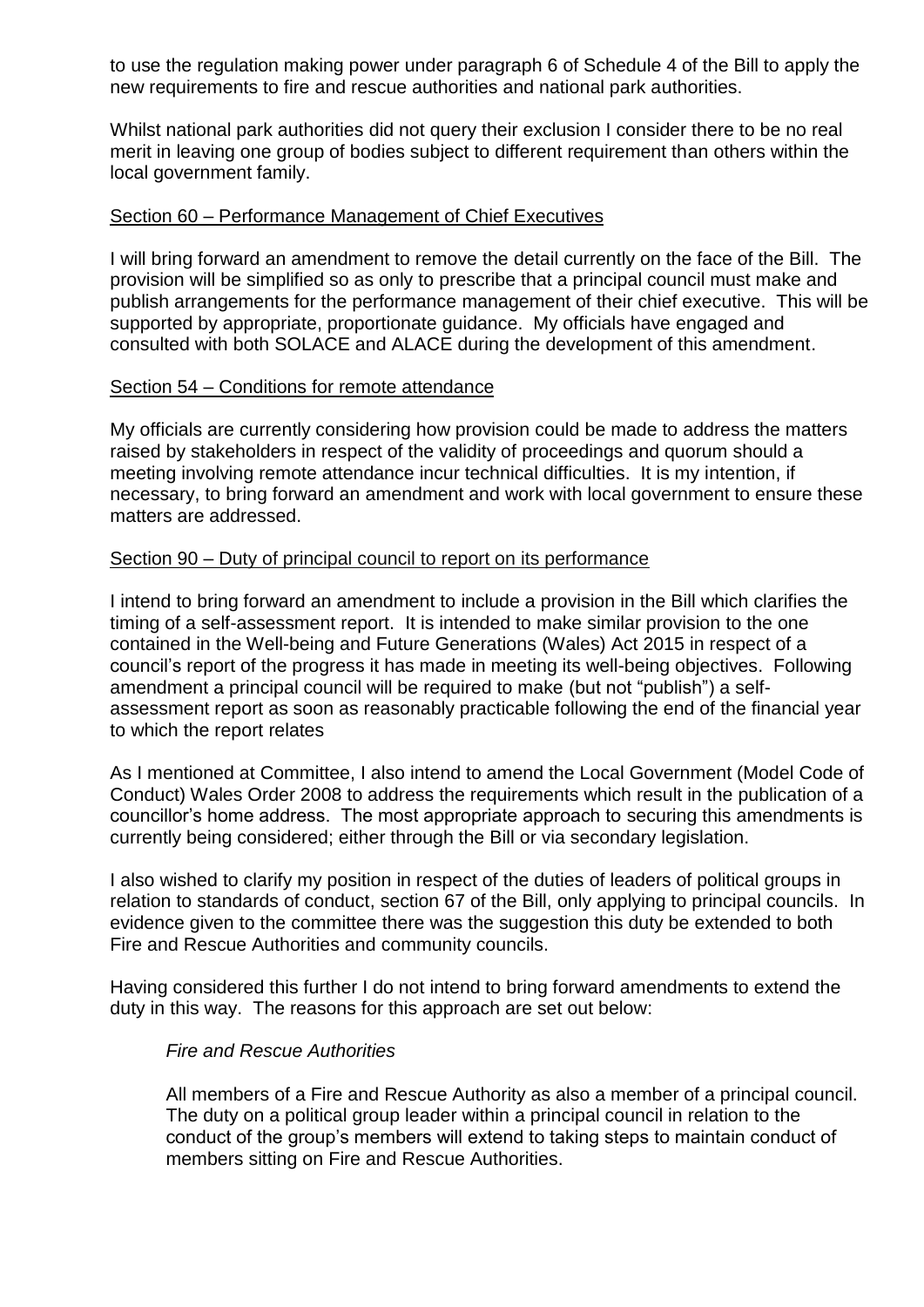to use the regulation making power under paragraph 6 of Schedule 4 of the Bill to apply the new requirements to fire and rescue authorities and national park authorities.

Whilst national park authorities did not query their exclusion I consider there to be no real merit in leaving one group of bodies subject to different requirement than others within the local government family.

<u>Section 60 – Performance Management of Chief Executives</u>

I will bring forward an amendment to remove the detail currently on the face of the Bill. The provision will be simplified so as only to prescribe that a principal council must make and publish arrangements for the performance management of their chief executive. This will be supported by appropriate, proportionate guidance. My officials have engaged and consulted with both SOLACE and ALACE during the development of this amendment.

<u>Section 54 – Conditions for remote attendance</u>

My officials are currently considering how provision could be made to address the matters raised by stakeholders in respect of the validity of proceedings and quorum should a meeting involving remote attendance incur technical difficulties. It is my intention, if necessary, to bring forward an amendment and work with local government to ensure these matters are addressed.

<u>Section 90 – Duty of principal council to report on its performance</u>

I intend to bring forward an amendment to include a provision in the Bill which clarifies the timing of a self-assessment report. It is intended to make similar provision to the one contained in the Well-being and Future Generations (Wales) Act 2015 in respect of a council's report of the progress it has made in meeting its well-being objectives. Following amendment a principal council will be required to make (but not "publish") a self-assessment report as soon as reasonably practicable following the end of the financial year to which the report relates

As I mentioned at Committee, I also intend to amend the Local Government (Model Code of Conduct) Wales Order 2008 to address the requirements which result in the publication of a councillor's home address. The most appropriate approach to securing this amendments is currently being considered; either through the Bill or via secondary legislation.

I also wished to clarify my position in respect of the duties of leaders of political groups in relation to standards of conduct, section 67 of the Bill, only applying to principal councils. In evidence given to the committee there was the suggestion this duty be extended to both Fire and Rescue Authorities and community councils.

Having considered this further I do not intend to bring forward amendments to extend the duty in this way. The reasons for this approach are set out below:

*Fire and Rescue Authorities*

All members of a Fire and Rescue Authority as also a member of a principal council. The duty on a political group leader within a principal council in relation to the conduct of the group's members will extend to taking steps to maintain conduct of members sitting on Fire and Rescue Authorities.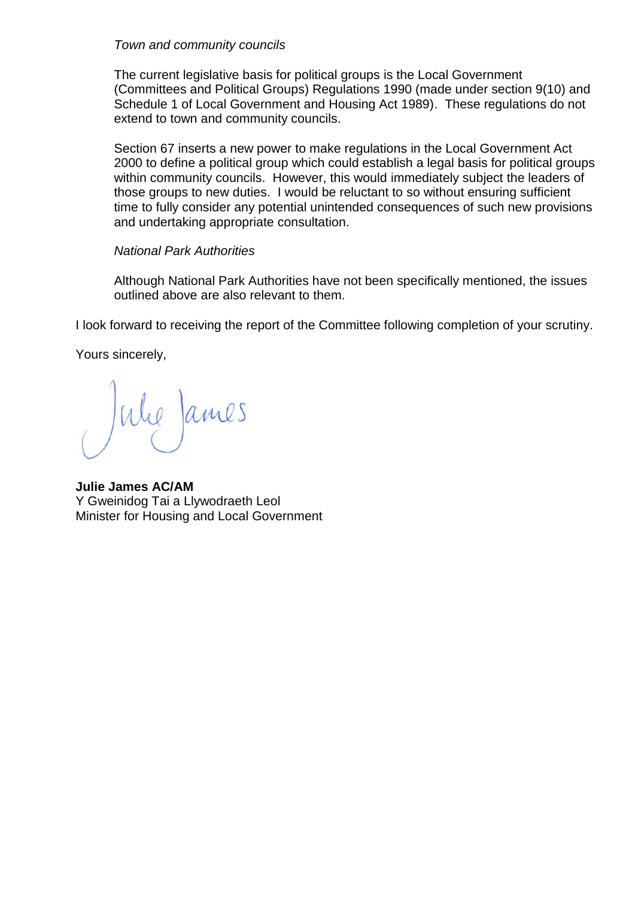*Town and community councils*

The current legislative basis for political groups is the Local Government (Committees and Political Groups) Regulations 1990 (made under section 9(10) and Schedule 1 of Local Government and Housing Act 1989). These regulations do not extend to town and community councils.

Section 67 inserts a new power to make regulations in the Local Government Act 2000 to define a political group which could establish a legal basis for political groups within community councils. However, this would immediately subject the leaders of those groups to new duties. I would be reluctant to so without ensuring sufficient time to fully consider any potential unintended consequences of such new provisions and undertaking appropriate consultation.

*National Park Authorities*

Although National Park Authorities have not been specifically mentioned, the issues outlined above are also relevant to them.

I look forward to receiving the report of the Committee following completion of your scrutiny.

Yours sincerely,

Julie James

**Julie James AC/AM**
Y Gweinidog Tai a Llywodraeth Leol
Minister for Housing and Local Government